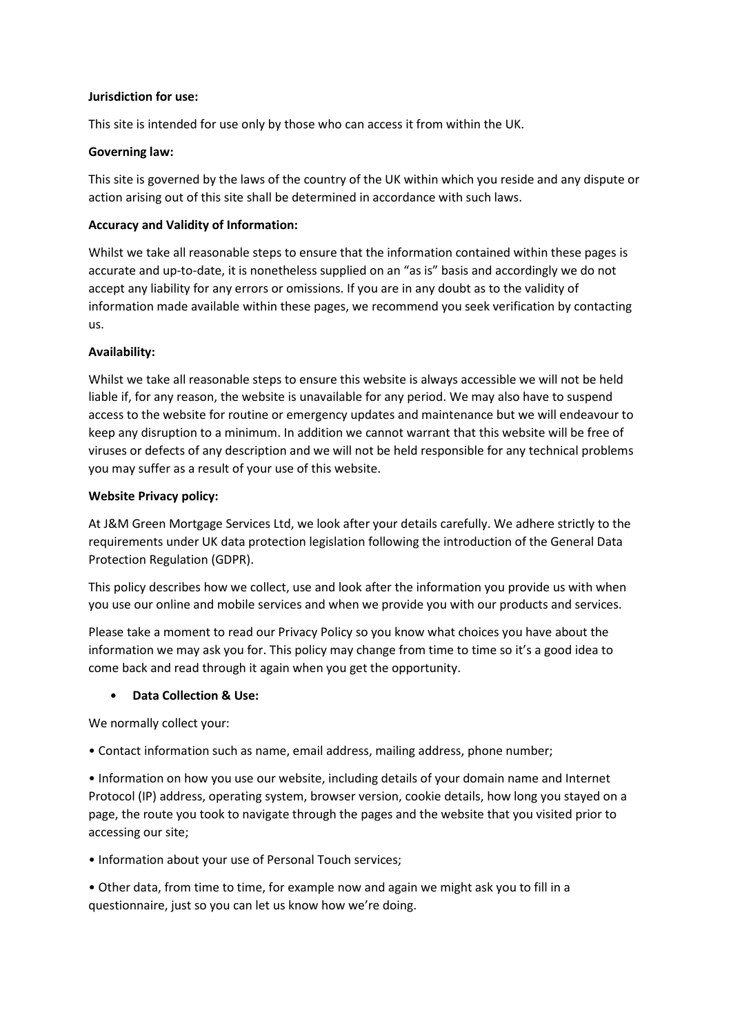**Jurisdiction for use:**

This site is intended for use only by those who can access it from within the UK.

**Governing law:**

This site is governed by the laws of the country of the UK within which you reside and any dispute or action arising out of this site shall be determined in accordance with such laws.

**Accuracy and Validity of Information:**

Whilst we take all reasonable steps to ensure that the information contained within these pages is accurate and up-to-date, it is nonetheless supplied on an "as is" basis and accordingly we do not accept any liability for any errors or omissions. If you are in any doubt as to the validity of information made available within these pages, we recommend you seek verification by contacting us.

**Availability:**

Whilst we take all reasonable steps to ensure this website is always accessible we will not be held liable if, for any reason, the website is unavailable for any period. We may also have to suspend access to the website for routine or emergency updates and maintenance but we will endeavour to keep any disruption to a minimum. In addition we cannot warrant that this website will be free of viruses or defects of any description and we will not be held responsible for any technical problems you may suffer as a result of your use of this website.

**Website Privacy policy:**

At J&M Green Mortgage Services Ltd, we look after your details carefully. We adhere strictly to the requirements under UK data protection legislation following the introduction of the General Data Protection Regulation (GDPR).

This policy describes how we collect, use and look after the information you provide us with when you use our online and mobile services and when we provide you with our products and services.

Please take a moment to read our Privacy Policy so you know what choices you have about the information we may ask you for. This policy may change from time to time so it's a good idea to come back and read through it again when you get the opportunity.

- **Data Collection & Use:**

We normally collect your:

- Contact information such as name, email address, mailing address, phone number;
- Information on how you use our website, including details of your domain name and Internet Protocol (IP) address, operating system, browser version, cookie details, how long you stayed on a page, the route you took to navigate through the pages and the website that you visited prior to accessing our site;
- Information about your use of Personal Touch services;
- Other data, from time to time, for example now and again we might ask you to fill in a questionnaire, just so you can let us know how we're doing.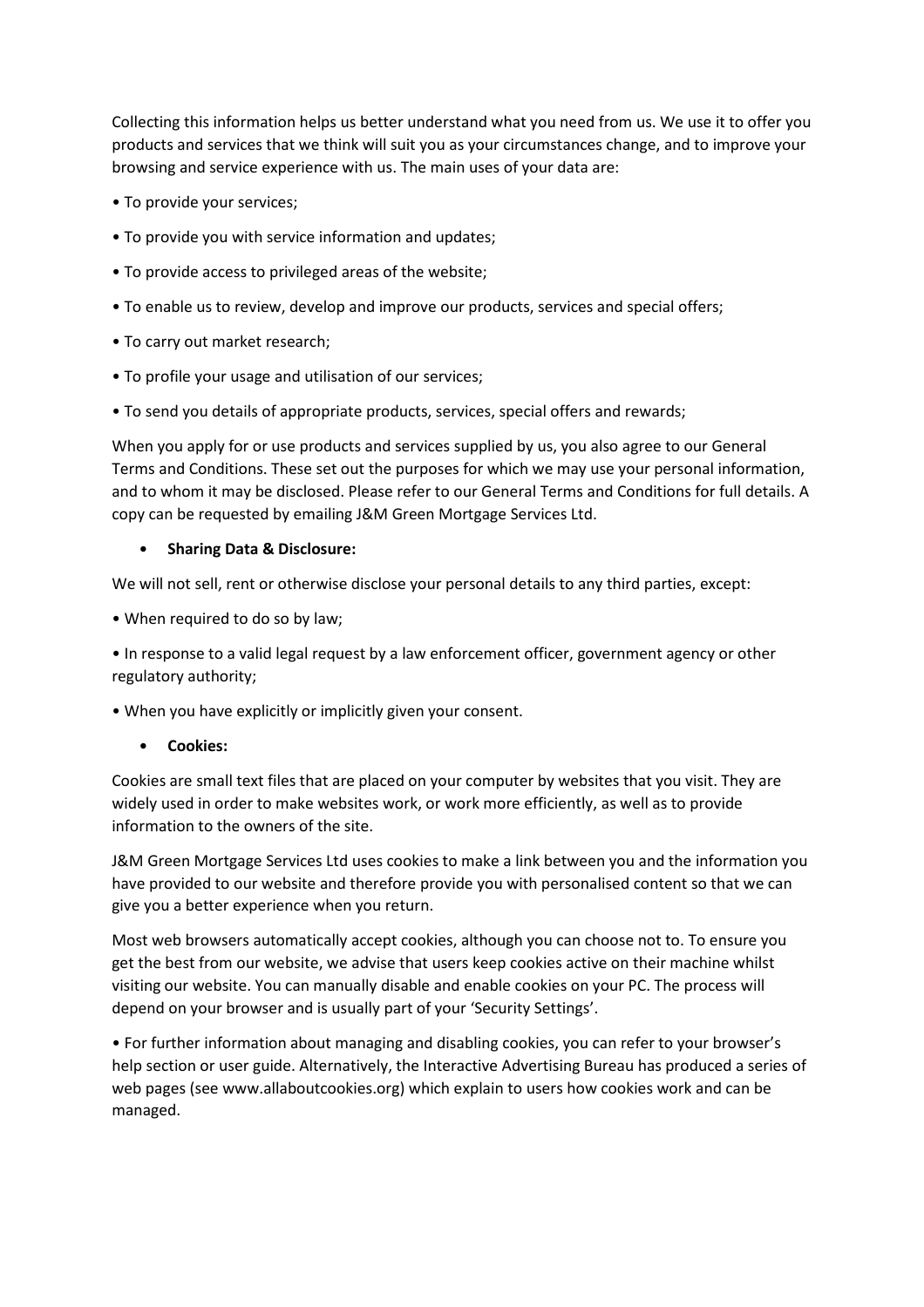Collecting this information helps us better understand what you need from us. We use it to offer you products and services that we think will suit you as your circumstances change, and to improve your browsing and service experience with us. The main uses of your data are:

- To provide your services;
- To provide you with service information and updates;
- To provide access to privileged areas of the website;
- To enable us to review, develop and improve our products, services and special offers;
- To carry out market research;
- To profile your usage and utilisation of our services;
- To send you details of appropriate products, services, special offers and rewards;

When you apply for or use products and services supplied by us, you also agree to our General Terms and Conditions. These set out the purposes for which we may use your personal information, and to whom it may be disclosed. Please refer to our General Terms and Conditions for full details. A copy can be requested by emailing J&M Green Mortgage Services Ltd.

- **Sharing Data & Disclosure:**

We will not sell, rent or otherwise disclose your personal details to any third parties, except:

- When required to do so by law;
- In response to a valid legal request by a law enforcement officer, government agency or other regulatory authority;
- When you have explicitly or implicitly given your consent.

- **Cookies:**

Cookies are small text files that are placed on your computer by websites that you visit. They are widely used in order to make websites work, or work more efficiently, as well as to provide information to the owners of the site.

J&M Green Mortgage Services Ltd uses cookies to make a link between you and the information you have provided to our website and therefore provide you with personalised content so that we can give you a better experience when you return.

Most web browsers automatically accept cookies, although you can choose not to. To ensure you get the best from our website, we advise that users keep cookies active on their machine whilst visiting our website. You can manually disable and enable cookies on your PC. The process will depend on your browser and is usually part of your 'Security Settings'.

- For further information about managing and disabling cookies, you can refer to your browser's help section or user guide. Alternatively, the Interactive Advertising Bureau has produced a series of web pages (see www.allaboutcookies.org) which explain to users how cookies work and can be managed.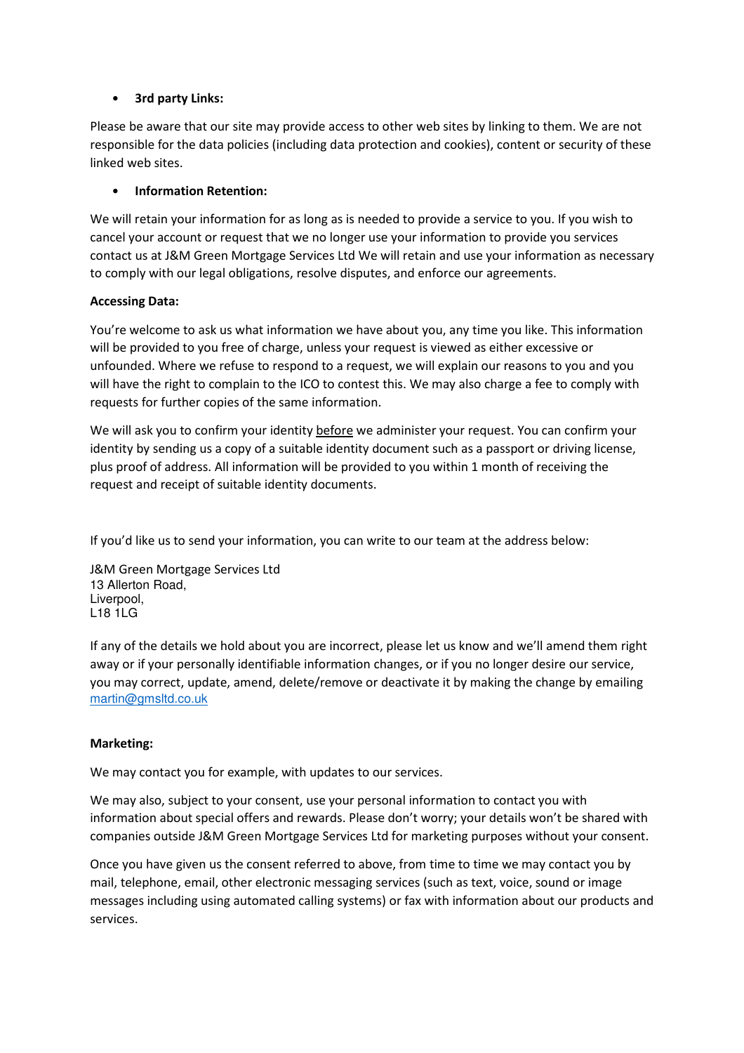- **3rd party Links:**

Please be aware that our site may provide access to other web sites by linking to them. We are not responsible for the data policies (including data protection and cookies), content or security of these linked web sites.

- **Information Retention:**

We will retain your information for as long as is needed to provide a service to you. If you wish to cancel your account or request that we no longer use your information to provide you services contact us at J&M Green Mortgage Services Ltd We will retain and use your information as necessary to comply with our legal obligations, resolve disputes, and enforce our agreements.

**Accessing Data:**

You're welcome to ask us what information we have about you, any time you like. This information will be provided to you free of charge, unless your request is viewed as either excessive or unfounded. Where we refuse to respond to a request, we will explain our reasons to you and you will have the right to complain to the ICO to contest this. We may also charge a fee to comply with requests for further copies of the same information.

We will ask you to confirm your identity <u>before</u> we administer your request. You can confirm your identity by sending us a copy of a suitable identity document such as a passport or driving license, plus proof of address. All information will be provided to you within 1 month of receiving the request and receipt of suitable identity documents.

If you'd like us to send your information, you can write to our team at the address below:

J&M Green Mortgage Services Ltd  
13 Allerton Road,  
Liverpool,  
L18 1LG

If any of the details we hold about you are incorrect, please let us know and we'll amend them right away or if your personally identifiable information changes, or if you no longer desire our service, you may correct, update, amend, delete/remove or deactivate it by making the change by emailing martin@gmsltd.co.uk

**Marketing:**

We may contact you for example, with updates to our services.

We may also, subject to your consent, use your personal information to contact you with information about special offers and rewards. Please don't worry; your details won't be shared with companies outside J&M Green Mortgage Services Ltd for marketing purposes without your consent.

Once you have given us the consent referred to above, from time to time we may contact you by mail, telephone, email, other electronic messaging services (such as text, voice, sound or image messages including using automated calling systems) or fax with information about our products and services.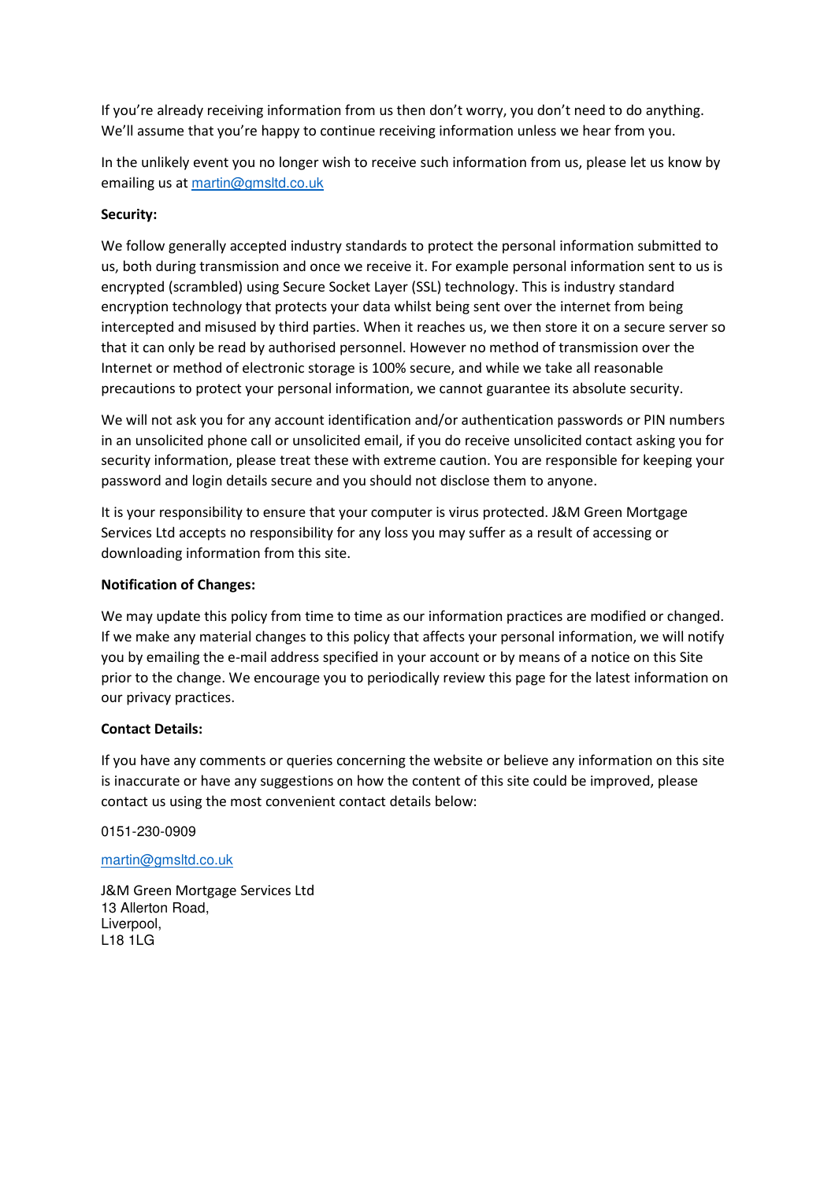If you're already receiving information from us then don't worry, you don't need to do anything. We'll assume that you're happy to continue receiving information unless we hear from you.

In the unlikely event you no longer wish to receive such information from us, please let us know by emailing us at martin@gmsltd.co.uk

**Security:**

We follow generally accepted industry standards to protect the personal information submitted to us, both during transmission and once we receive it. For example personal information sent to us is encrypted (scrambled) using Secure Socket Layer (SSL) technology. This is industry standard encryption technology that protects your data whilst being sent over the internet from being intercepted and misused by third parties. When it reaches us, we then store it on a secure server so that it can only be read by authorised personnel. However no method of transmission over the Internet or method of electronic storage is 100% secure, and while we take all reasonable precautions to protect your personal information, we cannot guarantee its absolute security.

We will not ask you for any account identification and/or authentication passwords or PIN numbers in an unsolicited phone call or unsolicited email, if you do receive unsolicited contact asking you for security information, please treat these with extreme caution. You are responsible for keeping your password and login details secure and you should not disclose them to anyone.

It is your responsibility to ensure that your computer is virus protected. J&M Green Mortgage Services Ltd accepts no responsibility for any loss you may suffer as a result of accessing or downloading information from this site.

**Notification of Changes:**

We may update this policy from time to time as our information practices are modified or changed. If we make any material changes to this policy that affects your personal information, we will notify you by emailing the e-mail address specified in your account or by means of a notice on this Site prior to the change. We encourage you to periodically review this page for the latest information on our privacy practices.

**Contact Details:**

If you have any comments or queries concerning the website or believe any information on this site is inaccurate or have any suggestions on how the content of this site could be improved, please contact us using the most convenient contact details below:

0151-230-0909

martin@gmsltd.co.uk

J&M Green Mortgage Services Ltd
13 Allerton Road,
Liverpool,
L18 1LG